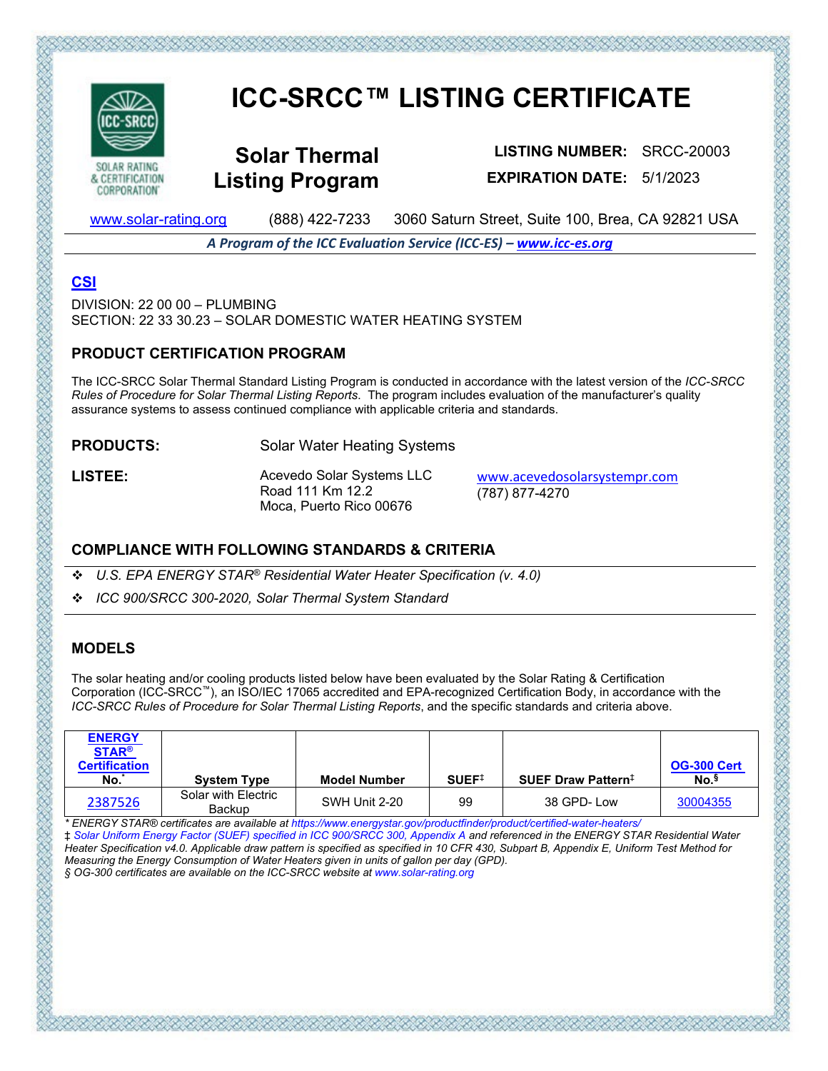# ICC-SRCC™ LISTING CERTIFICATE

SOLAR RATING & CERTIFICATION CORPORATION

## Solar Thermal Listing Program

**LISTING NUMBER:** SRCC-20003

**EXPIRATION DATE:** 5/1/2023

www.solar-rating.org (888) 422-7233 3060 Saturn Street, Suite 100, Brea, CA 92821 USA

***A Program of the ICC Evaluation Service (ICC-ES) – www.icc-es.org***

### CSI

DIVISION: 22 00 00 – PLUMBING
SECTION: 22 33 30.23 – SOLAR DOMESTIC WATER HEATING SYSTEM

### PRODUCT CERTIFICATION PROGRAM

The ICC-SRCC Solar Thermal Standard Listing Program is conducted in accordance with the latest version of the *ICC-SRCC Rules of Procedure for Solar Thermal Listing Reports*. The program includes evaluation of the manufacturer's quality assurance systems to assess continued compliance with applicable criteria and standards.

**PRODUCTS:** Solar Water Heating Systems

**LISTEE:** Acevedo Solar Systems LLC
Road 111 Km 12.2
Moca, Puerto Rico 00676
www.acevedosolarsystempr.com
(787) 877-4270

### COMPLIANCE WITH FOLLOWING STANDARDS & CRITERIA

- *U.S. EPA ENERGY STAR® Residential Water Heater Specification (v. 4.0)*
- *ICC 900/SRCC 300-2020, Solar Thermal System Standard*

### MODELS

The solar heating and/or cooling products listed below have been evaluated by the Solar Rating & Certification Corporation (ICC-SRCC™), an ISO/IEC 17065 accredited and EPA-recognized Certification Body, in accordance with the *ICC-SRCC Rules of Procedure for Solar Thermal Listing Reports*, and the specific standards and criteria above.

| ENERGY STAR® Certification No.* | System Type | Model Number | SUEF‡ | SUEF Draw Pattern‡ | OG-300 Cert No.§ |
|---|---|---|---|---|---|
| 2387526 | Solar with Electric Backup | SWH Unit 2-20 | 99 | 38 GPD- Low | 30004355 |

*\* ENERGY STAR® certificates are available at https://www.energystar.gov/productfinder/product/certified-water-heaters/*
*‡ Solar Uniform Energy Factor (SUEF) specified in ICC 900/SRCC 300, Appendix A and referenced in the ENERGY STAR Residential Water Heater Specification v4.0. Applicable draw pattern is specified as specified in 10 CFR 430, Subpart B, Appendix E, Uniform Test Method for Measuring the Energy Consumption of Water Heaters given in units of gallon per day (GPD).*
*§ OG-300 certificates are available on the ICC-SRCC website at www.solar-rating.org*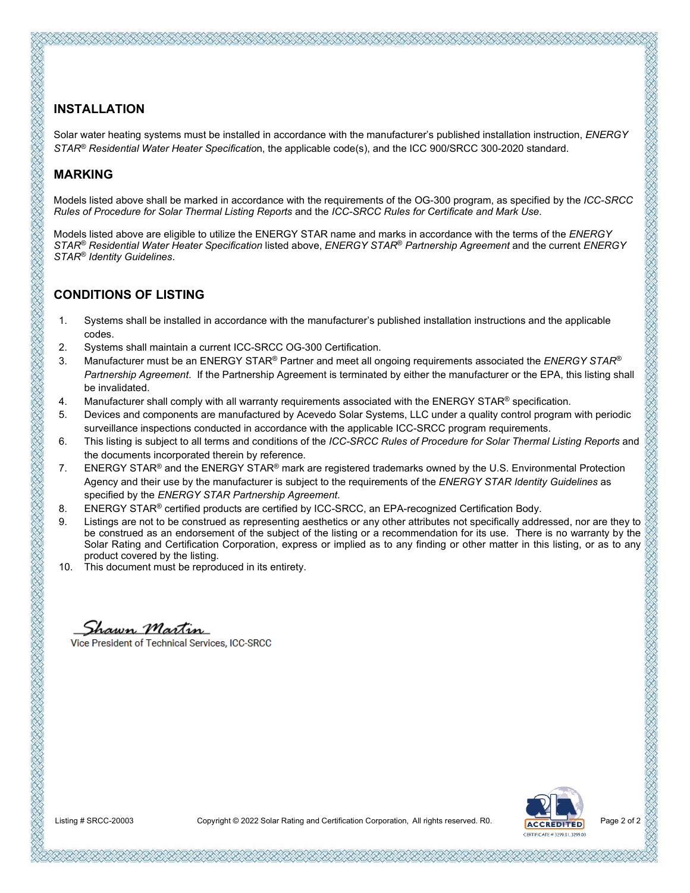## INSTALLATION

Solar water heating systems must be installed in accordance with the manufacturer's published installation instruction, *ENERGY STAR® Residential Water Heater Specification*, the applicable code(s), and the ICC 900/SRCC 300-2020 standard.

## MARKING

Models listed above shall be marked in accordance with the requirements of the OG-300 program, as specified by the *ICC-SRCC Rules of Procedure for Solar Thermal Listing Reports* and the *ICC-SRCC Rules for Certificate and Mark Use*.

Models listed above are eligible to utilize the ENERGY STAR name and marks in accordance with the terms of the *ENERGY STAR® Residential Water Heater Specification* listed above, *ENERGY STAR® Partnership Agreement* and the current *ENERGY STAR® Identity Guidelines*.

## CONDITIONS OF LISTING

1. Systems shall be installed in accordance with the manufacturer's published installation instructions and the applicable codes.
2. Systems shall maintain a current ICC-SRCC OG-300 Certification.
3. Manufacturer must be an ENERGY STAR® Partner and meet all ongoing requirements associated the *ENERGY STAR® Partnership Agreement*. If the Partnership Agreement is terminated by either the manufacturer or the EPA, this listing shall be invalidated.
4. Manufacturer shall comply with all warranty requirements associated with the ENERGY STAR® specification.
5. Devices and components are manufactured by Acevedo Solar Systems, LLC under a quality control program with periodic surveillance inspections conducted in accordance with the applicable ICC-SRCC program requirements.
6. This listing is subject to all terms and conditions of the *ICC-SRCC Rules of Procedure for Solar Thermal Listing Reports* and the documents incorporated therein by reference.
7. ENERGY STAR® and the ENERGY STAR® mark are registered trademarks owned by the U.S. Environmental Protection Agency and their use by the manufacturer is subject to the requirements of the *ENERGY STAR Identity Guidelines* as specified by the *ENERGY STAR Partnership Agreement*.
8. ENERGY STAR® certified products are certified by ICC-SRCC, an EPA-recognized Certification Body.
9. Listings are not to be construed as representing aesthetics or any other attributes not specifically addressed, nor are they to be construed as an endorsement of the subject of the listing or a recommendation for its use. There is no warranty by the Solar Rating and Certification Corporation, express or implied as to any finding or other matter in this listing, or as to any product covered by the listing.
10. This document must be reproduced in its entirety.

Shawn Martin
Vice President of Technical Services, ICC-SRCC

Listing # SRCC-20003 Copyright © 2022 Solar Rating and Certification Corporation, All rights reserved. R0.

ACCREDITED
CERTIFICATE # 3299.01, 3299.03